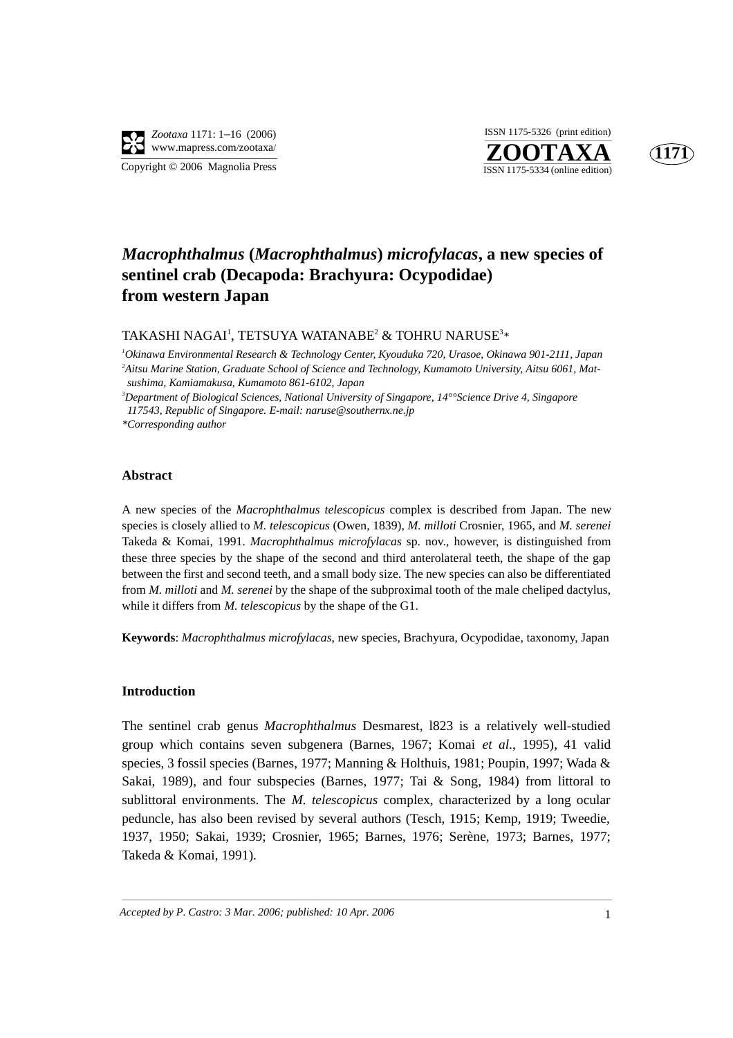# *Macrophthalmus* (*Macrophthalmus*) *microfylacas*, a new species of sentinel crab (Decapoda: Brachyura: Ocypodidae) from western Japan

TAKASHI NAGAI[1], TETSUYA WATANABE[2] & TOHRU NARUSE[3]*

[1]*Okinawa Environmental Research & Technology Center, Kyouduka 720, Urasoe, Okinawa 901-2111, Japan*
[2]*Aitsu Marine Station, Graduate School of Science and Technology, Kumamoto University, Aitsu 6061, Matsushima, Kamiamakusa, Kumamoto 861-6102, Japan*
[3]*Department of Biological Sciences, National University of Singapore, 14°°Science Drive 4, Singapore 117543, Republic of Singapore. E-mail: naruse@southernx.ne.jp*
*\*Corresponding author*

## Abstract

A new species of the *Macrophthalmus telescopicus* complex is described from Japan. The new species is closely allied to *M. telescopicus* (Owen, 1839), *M. milloti* Crosnier, 1965, and *M. serenei* Takeda & Komai, 1991. *Macrophthalmus microfylacas* sp. nov., however, is distinguished from these three species by the shape of the second and third anterolateral teeth, the shape of the gap between the first and second teeth, and a small body size. The new species can also be differentiated from *M. milloti* and *M. serenei* by the shape of the subproximal tooth of the male cheliped dactylus, while it differs from *M. telescopicus* by the shape of the G1.

**Keywords**: *Macrophthalmus microfylacas*, new species, Brachyura, Ocypodidae, taxonomy, Japan

## Introduction

The sentinel crab genus *Macrophthalmus* Desmarest, l823 is a relatively well-studied group which contains seven subgenera (Barnes, 1967; Komai *et al*., 1995), 41 valid species, 3 fossil species (Barnes, 1977; Manning & Holthuis, 1981; Poupin, 1997; Wada & Sakai, 1989), and four subspecies (Barnes, 1977; Tai & Song, 1984) from littoral to sublittoral environments. The *M. telescopicus* complex, characterized by a long ocular peduncle, has also been revised by several authors (Tesch, 1915; Kemp, 1919; Tweedie, 1937, 1950; Sakai, 1939; Crosnier, 1965; Barnes, 1976; Serène, 1973; Barnes, 1977; Takeda & Komai, 1991).

*Accepted by P. Castro: 3 Mar. 2006; published: 10 Apr. 2006*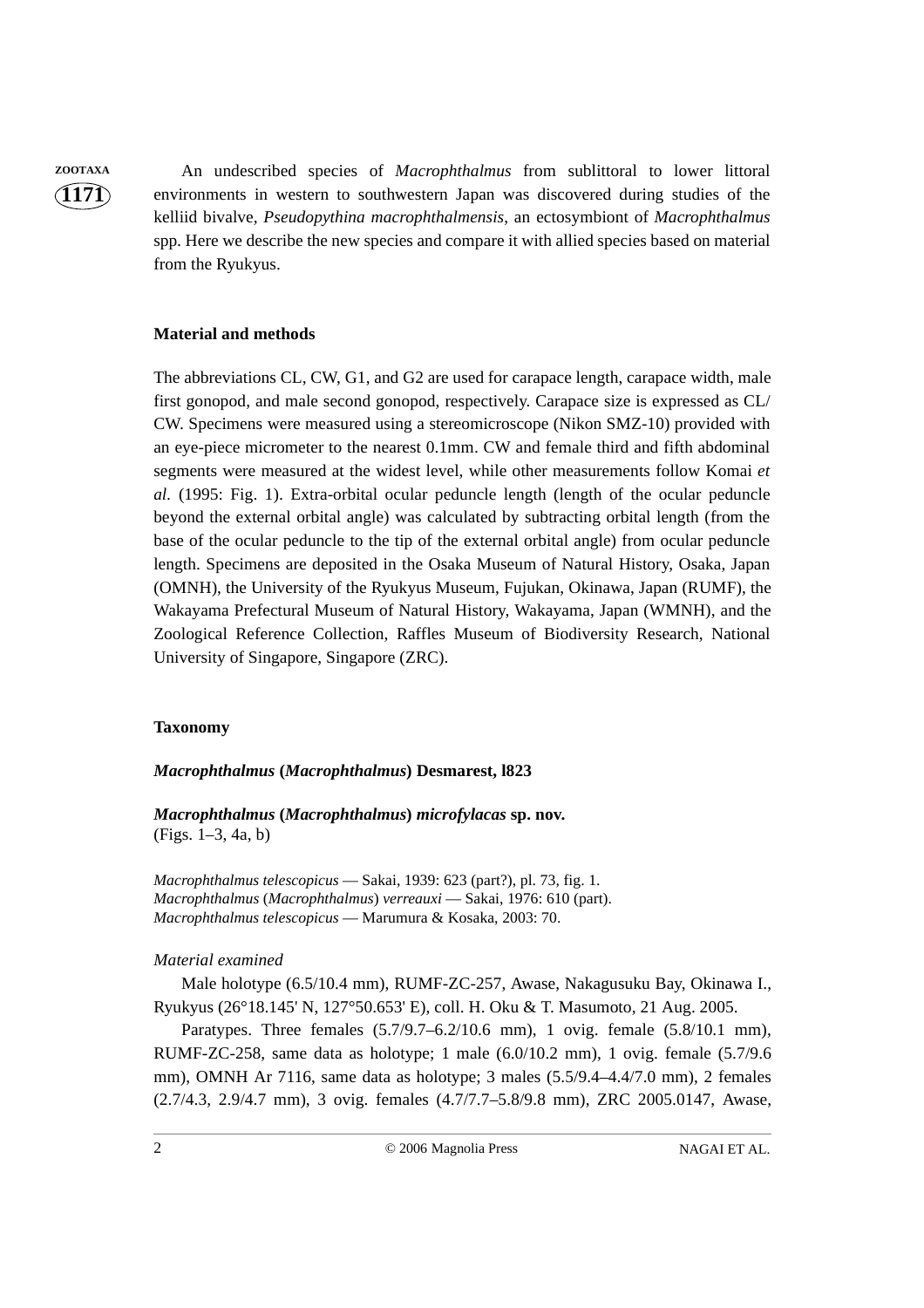An undescribed species of *Macrophthalmus* from sublittoral to lower littoral environments in western to southwestern Japan was discovered during studies of the kelliid bivalve, *Pseudopythina macrophthalmensis*, an ectosymbiont of *Macrophthalmus* spp. Here we describe the new species and compare it with allied species based on material from the Ryukyus.

## Material and methods

The abbreviations CL, CW, G1, and G2 are used for carapace length, carapace width, male first gonopod, and male second gonopod, respectively. Carapace size is expressed as CL/CW. Specimens were measured using a stereomicroscope (Nikon SMZ-10) provided with an eye-piece micrometer to the nearest 0.1mm. CW and female third and fifth abdominal segments were measured at the widest level, while other measurements follow Komai *et al*. (1995: Fig. 1). Extra-orbital ocular peduncle length (length of the ocular peduncle beyond the external orbital angle) was calculated by subtracting orbital length (from the base of the ocular peduncle to the tip of the external orbital angle) from ocular peduncle length. Specimens are deposited in the Osaka Museum of Natural History, Osaka, Japan (OMNH), the University of the Ryukyus Museum, Fujukan, Okinawa, Japan (RUMF), the Wakayama Prefectural Museum of Natural History, Wakayama, Japan (WMNH), and the Zoological Reference Collection, Raffles Museum of Biodiversity Research, National University of Singapore, Singapore (ZRC).

## Taxonomy

### *Macrophthalmus* (*Macrophthalmus*) Desmarest, l823

### *Macrophthalmus* (*Macrophthalmus*) *microfylacas* sp. nov.

(Figs. 1–3, 4a, b)

*Macrophthalmus telescopicus* — Sakai, 1939: 623 (part?), pl. 73, fig. 1.
*Macrophthalmus* (*Macrophthalmus*) *verreauxi* — Sakai, 1976: 610 (part).
*Macrophthalmus telescopicus* — Marumura & Kosaka, 2003: 70.

*Material examined*

Male holotype (6.5/10.4 mm), RUMF-ZC-257, Awase, Nakagusuku Bay, Okinawa I., Ryukyus (26°18.145' N, 127°50.653' E), coll. H. Oku & T. Masumoto, 21 Aug. 2005.

Paratypes. Three females (5.7/9.7–6.2/10.6 mm), 1 ovig. female (5.8/10.1 mm), RUMF-ZC-258, same data as holotype; 1 male (6.0/10.2 mm), 1 ovig. female (5.7/9.6 mm), OMNH Ar 7116, same data as holotype; 3 males (5.5/9.4–4.4/7.0 mm), 2 females (2.7/4.3, 2.9/4.7 mm), 3 ovig. females (4.7/7.7–5.8/9.8 mm), ZRC 2005.0147, Awase,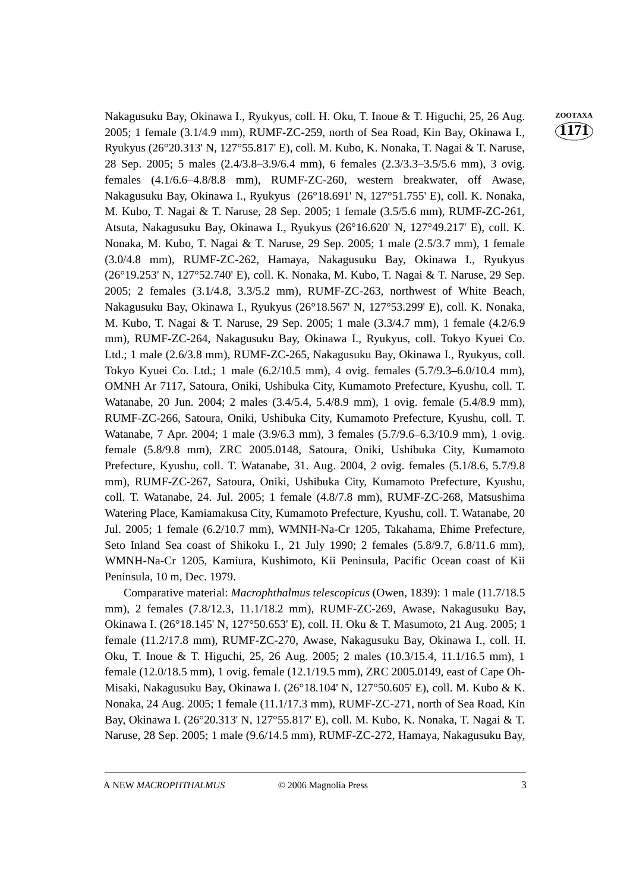Nakagusuku Bay, Okinawa I., Ryukyus, coll. H. Oku, T. Inoue & T. Higuchi, 25, 26 Aug. 2005; 1 female (3.1/4.9 mm), RUMF-ZC-259, north of Sea Road, Kin Bay, Okinawa I., Ryukyus (26°20.313' N, 127°55.817' E), coll. M. Kubo, K. Nonaka, T. Nagai & T. Naruse, 28 Sep. 2005; 5 males (2.4/3.8–3.9/6.4 mm), 6 females (2.3/3.3–3.5/5.6 mm), 3 ovig. females (4.1/6.6–4.8/8.8 mm), RUMF-ZC-260, western breakwater, off Awase, Nakagusuku Bay, Okinawa I., Ryukyus (26°18.691' N, 127°51.755' E), coll. K. Nonaka, M. Kubo, T. Nagai & T. Naruse, 28 Sep. 2005; 1 female (3.5/5.6 mm), RUMF-ZC-261, Atsuta, Nakagusuku Bay, Okinawa I., Ryukyus (26°16.620' N, 127°49.217' E), coll. K. Nonaka, M. Kubo, T. Nagai & T. Naruse, 29 Sep. 2005; 1 male (2.5/3.7 mm), 1 female (3.0/4.8 mm), RUMF-ZC-262, Hamaya, Nakagusuku Bay, Okinawa I., Ryukyus (26°19.253' N, 127°52.740' E), coll. K. Nonaka, M. Kubo, T. Nagai & T. Naruse, 29 Sep. 2005; 2 females (3.1/4.8, 3.3/5.2 mm), RUMF-ZC-263, northwest of White Beach, Nakagusuku Bay, Okinawa I., Ryukyus (26°18.567' N, 127°53.299' E), coll. K. Nonaka, M. Kubo, T. Nagai & T. Naruse, 29 Sep. 2005; 1 male (3.3/4.7 mm), 1 female (4.2/6.9 mm), RUMF-ZC-264, Nakagusuku Bay, Okinawa I., Ryukyus, coll. Tokyo Kyuei Co. Ltd.; 1 male (2.6/3.8 mm), RUMF-ZC-265, Nakagusuku Bay, Okinawa I., Ryukyus, coll. Tokyo Kyuei Co. Ltd.; 1 male (6.2/10.5 mm), 4 ovig. females (5.7/9.3–6.0/10.4 mm), OMNH Ar 7117, Satoura, Oniki, Ushibuka City, Kumamoto Prefecture, Kyushu, coll. T. Watanabe, 20 Jun. 2004; 2 males (3.4/5.4, 5.4/8.9 mm), 1 ovig. female (5.4/8.9 mm), RUMF-ZC-266, Satoura, Oniki, Ushibuka City, Kumamoto Prefecture, Kyushu, coll. T. Watanabe, 7 Apr. 2004; 1 male (3.9/6.3 mm), 3 females (5.7/9.6–6.3/10.9 mm), 1 ovig. female (5.8/9.8 mm), ZRC 2005.0148, Satoura, Oniki, Ushibuka City, Kumamoto Prefecture, Kyushu, coll. T. Watanabe, 31. Aug. 2004, 2 ovig. females (5.1/8.6, 5.7/9.8 mm), RUMF-ZC-267, Satoura, Oniki, Ushibuka City, Kumamoto Prefecture, Kyushu, coll. T. Watanabe, 24. Jul. 2005; 1 female (4.8/7.8 mm), RUMF-ZC-268, Matsushima Watering Place, Kamiamakusa City, Kumamoto Prefecture, Kyushu, coll. T. Watanabe, 20 Jul. 2005; 1 female (6.2/10.7 mm), WMNH-Na-Cr 1205, Takahama, Ehime Prefecture, Seto Inland Sea coast of Shikoku I., 21 July 1990; 2 females (5.8/9.7, 6.8/11.6 mm), WMNH-Na-Cr 1205, Kamiura, Kushimoto, Kii Peninsula, Pacific Ocean coast of Kii Peninsula, 10 m, Dec. 1979.

Comparative material: *Macrophthalmus telescopicus* (Owen, 1839): 1 male (11.7/18.5 mm), 2 females (7.8/12.3, 11.1/18.2 mm), RUMF-ZC-269, Awase, Nakagusuku Bay, Okinawa I. (26°18.145' N, 127°50.653' E), coll. H. Oku & T. Masumoto, 21 Aug. 2005; 1 female (11.2/17.8 mm), RUMF-ZC-270, Awase, Nakagusuku Bay, Okinawa I., coll. H. Oku, T. Inoue & T. Higuchi, 25, 26 Aug. 2005; 2 males (10.3/15.4, 11.1/16.5 mm), 1 female (12.0/18.5 mm), 1 ovig. female (12.1/19.5 mm), ZRC 2005.0149, east of Cape Oh-Misaki, Nakagusuku Bay, Okinawa I. (26°18.104' N, 127°50.605' E), coll. M. Kubo & K. Nonaka, 24 Aug. 2005; 1 female (11.1/17.3 mm), RUMF-ZC-271, north of Sea Road, Kin Bay, Okinawa I. (26°20.313' N, 127°55.817' E), coll. M. Kubo, K. Nonaka, T. Nagai & T. Naruse, 28 Sep. 2005; 1 male (9.6/14.5 mm), RUMF-ZC-272, Hamaya, Nakagusuku Bay,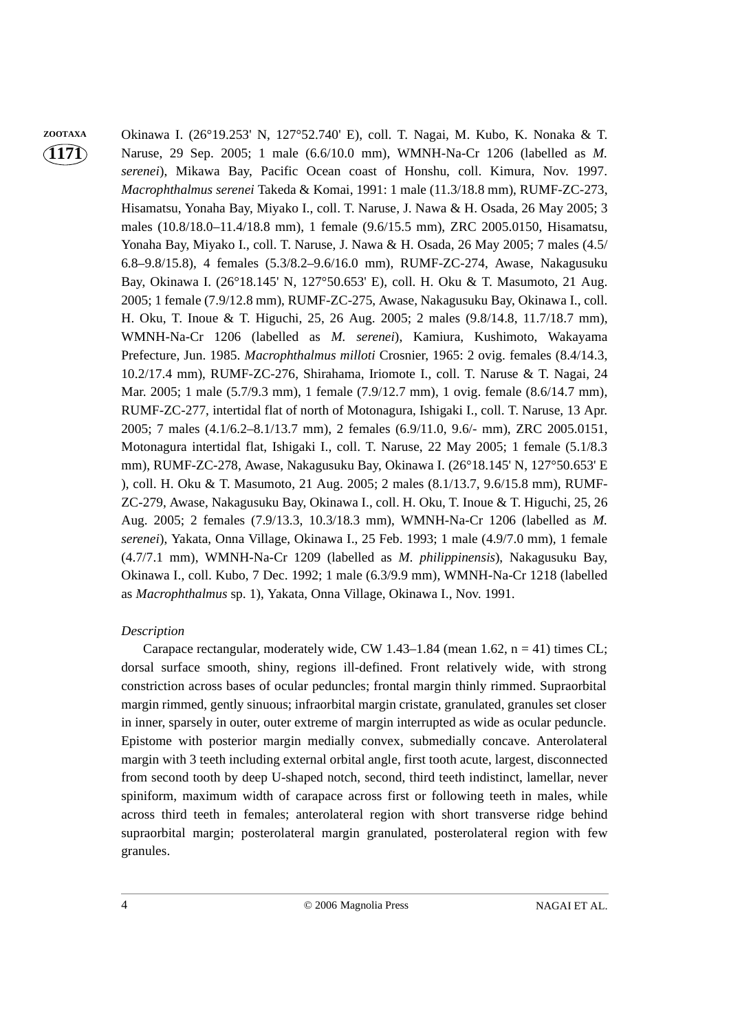Okinawa I. (26°19.253' N, 127°52.740' E), coll. T. Nagai, M. Kubo, K. Nonaka & T. Naruse, 29 Sep. 2005; 1 male (6.6/10.0 mm), WMNH-Na-Cr 1206 (labelled as *M. serenei*), Mikawa Bay, Pacific Ocean coast of Honshu, coll. Kimura, Nov. 1997. *Macrophthalmus serenei* Takeda & Komai, 1991: 1 male (11.3/18.8 mm), RUMF-ZC-273, Hisamatsu, Yonaha Bay, Miyako I., coll. T. Naruse, J. Nawa & H. Osada, 26 May 2005; 3 males (10.8/18.0–11.4/18.8 mm), 1 female (9.6/15.5 mm), ZRC 2005.0150, Hisamatsu, Yonaha Bay, Miyako I., coll. T. Naruse, J. Nawa & H. Osada, 26 May 2005; 7 males (4.5/6.8–9.8/15.8), 4 females (5.3/8.2–9.6/16.0 mm), RUMF-ZC-274, Awase, Nakagusuku Bay, Okinawa I. (26°18.145' N, 127°50.653' E), coll. H. Oku & T. Masumoto, 21 Aug. 2005; 1 female (7.9/12.8 mm), RUMF-ZC-275, Awase, Nakagusuku Bay, Okinawa I., coll. H. Oku, T. Inoue & T. Higuchi, 25, 26 Aug. 2005; 2 males (9.8/14.8, 11.7/18.7 mm), WMNH-Na-Cr 1206 (labelled as *M. serenei*), Kamiura, Kushimoto, Wakayama Prefecture, Jun. 1985. *Macrophthalmus milloti* Crosnier, 1965: 2 ovig. females (8.4/14.3, 10.2/17.4 mm), RUMF-ZC-276, Shirahama, Iriomote I., coll. T. Naruse & T. Nagai, 24 Mar. 2005; 1 male (5.7/9.3 mm), 1 female (7.9/12.7 mm), 1 ovig. female (8.6/14.7 mm), RUMF-ZC-277, intertidal flat of north of Motonagura, Ishigaki I., coll. T. Naruse, 13 Apr. 2005; 7 males (4.1/6.2–8.1/13.7 mm), 2 females (6.9/11.0, 9.6/- mm), ZRC 2005.0151, Motonagura intertidal flat, Ishigaki I., coll. T. Naruse, 22 May 2005; 1 female (5.1/8.3 mm), RUMF-ZC-278, Awase, Nakagusuku Bay, Okinawa I. (26°18.145' N, 127°50.653' E ), coll. H. Oku & T. Masumoto, 21 Aug. 2005; 2 males (8.1/13.7, 9.6/15.8 mm), RUMF-ZC-279, Awase, Nakagusuku Bay, Okinawa I., coll. H. Oku, T. Inoue & T. Higuchi, 25, 26 Aug. 2005; 2 females (7.9/13.3, 10.3/18.3 mm), WMNH-Na-Cr 1206 (labelled as *M. serenei*), Yakata, Onna Village, Okinawa I., 25 Feb. 1993; 1 male (4.9/7.0 mm), 1 female (4.7/7.1 mm), WMNH-Na-Cr 1209 (labelled as *M. philippinensis*), Nakagusuku Bay, Okinawa I., coll. Kubo, 7 Dec. 1992; 1 male (6.3/9.9 mm), WMNH-Na-Cr 1218 (labelled as *Macrophthalmus* sp. 1), Yakata, Onna Village, Okinawa I., Nov. 1991.

*Description*

Carapace rectangular, moderately wide, CW 1.43–1.84 (mean 1.62, n = 41) times CL; dorsal surface smooth, shiny, regions ill-defined. Front relatively wide, with strong constriction across bases of ocular peduncles; frontal margin thinly rimmed. Supraorbital margin rimmed, gently sinuous; infraorbital margin cristate, granulated, granules set closer in inner, sparsely in outer, outer extreme of margin interrupted as wide as ocular peduncle. Epistome with posterior margin medially convex, submedially concave. Anterolateral margin with 3 teeth including external orbital angle, first tooth acute, largest, disconnected from second tooth by deep U-shaped notch, second, third teeth indistinct, lamellar, never spiniform, maximum width of carapace across first or following teeth in males, while across third teeth in females; anterolateral region with short transverse ridge behind supraorbital margin; posterolateral margin granulated, posterolateral region with few granules.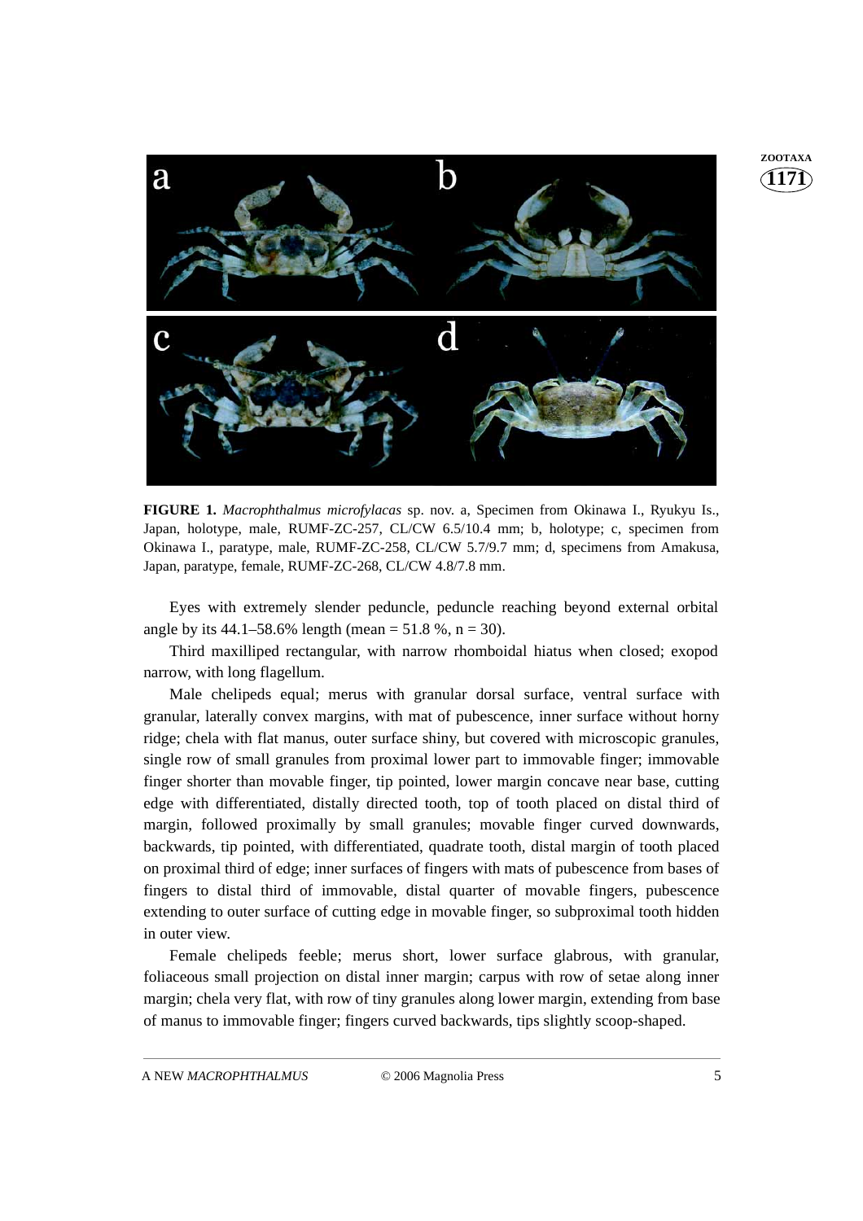**FIGURE 1.** *Macrophthalmus microfylacas* sp. nov. a, Specimen from Okinawa I., Ryukyu Is., Japan, holotype, male, RUMF-ZC-257, CL/CW 6.5/10.4 mm; b, holotype; c, specimen from Okinawa I., paratype, male, RUMF-ZC-258, CL/CW 5.7/9.7 mm; d, specimens from Amakusa, Japan, paratype, female, RUMF-ZC-268, CL/CW 4.8/7.8 mm.

Eyes with extremely slender peduncle, peduncle reaching beyond external orbital angle by its 44.1–58.6% length (mean = 51.8 %, n = 30).

Third maxilliped rectangular, with narrow rhomboidal hiatus when closed; exopod narrow, with long flagellum.

Male chelipeds equal; merus with granular dorsal surface, ventral surface with granular, laterally convex margins, with mat of pubescence, inner surface without horny ridge; chela with flat manus, outer surface shiny, but covered with microscopic granules, single row of small granules from proximal lower part to immovable finger; immovable finger shorter than movable finger, tip pointed, lower margin concave near base, cutting edge with differentiated, distally directed tooth, top of tooth placed on distal third of margin, followed proximally by small granules; movable finger curved downwards, backwards, tip pointed, with differentiated, quadrate tooth, distal margin of tooth placed on proximal third of edge; inner surfaces of fingers with mats of pubescence from bases of fingers to distal third of immovable, distal quarter of movable fingers, pubescence extending to outer surface of cutting edge in movable finger, so subproximal tooth hidden in outer view.

Female chelipeds feeble; merus short, lower surface glabrous, with granular, foliaceous small projection on distal inner margin; carpus with row of setae along inner margin; chela very flat, with row of tiny granules along lower margin, extending from base of manus to immovable finger; fingers curved backwards, tips slightly scoop-shaped.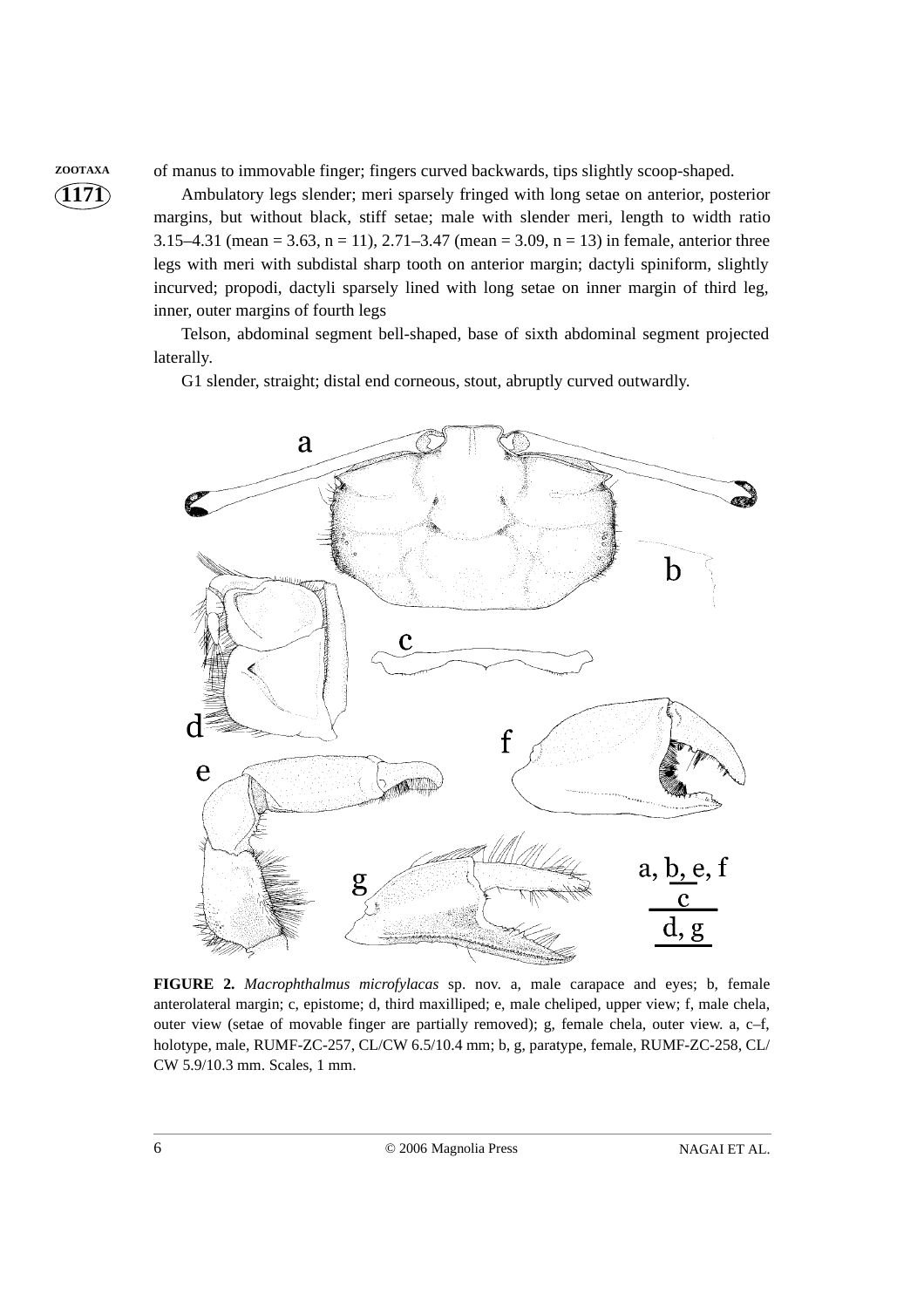of manus to immovable finger; fingers curved backwards, tips slightly scoop-shaped.

Ambulatory legs slender; meri sparsely fringed with long setae on anterior, posterior margins, but without black, stiff setae; male with slender meri, length to width ratio 3.15–4.31 (mean = 3.63, n = 11), 2.71–3.47 (mean = 3.09, n = 13) in female, anterior three legs with meri with subdistal sharp tooth on anterior margin; dactyli spiniform, slightly incurved; propodi, dactyli sparsely lined with long setae on inner margin of third leg, inner, outer margins of fourth legs

Telson, abdominal segment bell-shaped, base of sixth abdominal segment projected laterally.

G1 slender, straight; distal end corneous, stout, abruptly curved outwardly.

**FIGURE 2.** *Macrophthalmus microfylacas* sp. nov. a, male carapace and eyes; b, female anterolateral margin; c, epistome; d, third maxilliped; e, male cheliped, upper view; f, male chela, outer view (setae of movable finger are partially removed); g, female chela, outer view. a, c–f, holotype, male, RUMF-ZC-257, CL/CW 6.5/10.4 mm; b, g, paratype, female, RUMF-ZC-258, CL/CW 5.9/10.3 mm. Scales, 1 mm.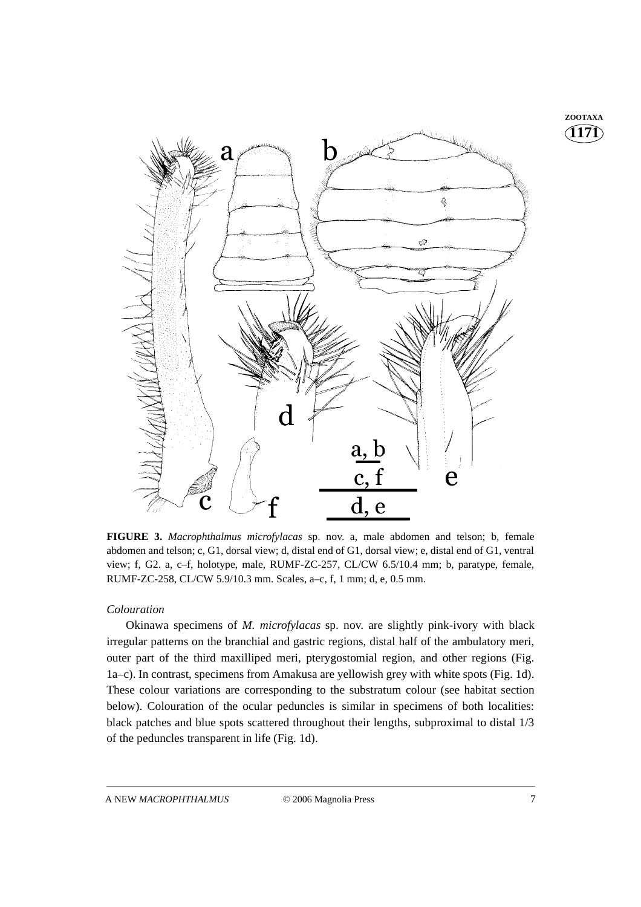**FIGURE 3.** *Macrophthalmus microfylacas* sp. nov. a, male abdomen and telson; b, female abdomen and telson; c, G1, dorsal view; d, distal end of G1, dorsal view; e, distal end of G1, ventral view; f, G2. a, c–f, holotype, male, RUMF-ZC-257, CL/CW 6.5/10.4 mm; b, paratype, female, RUMF-ZC-258, CL/CW 5.9/10.3 mm. Scales, a–c, f, 1 mm; d, e, 0.5 mm.

*Colouration*

Okinawa specimens of *M. microfylacas* sp. nov. are slightly pink-ivory with black irregular patterns on the branchial and gastric regions, distal half of the ambulatory meri, outer part of the third maxilliped meri, pterygostomial region, and other regions (Fig. 1a–c). In contrast, specimens from Amakusa are yellowish grey with white spots (Fig. 1d). These colour variations are corresponding to the substratum colour (see habitat section below). Colouration of the ocular peduncles is similar in specimens of both localities: black patches and blue spots scattered throughout their lengths, subproximal to distal 1/3 of the peduncles transparent in life (Fig. 1d).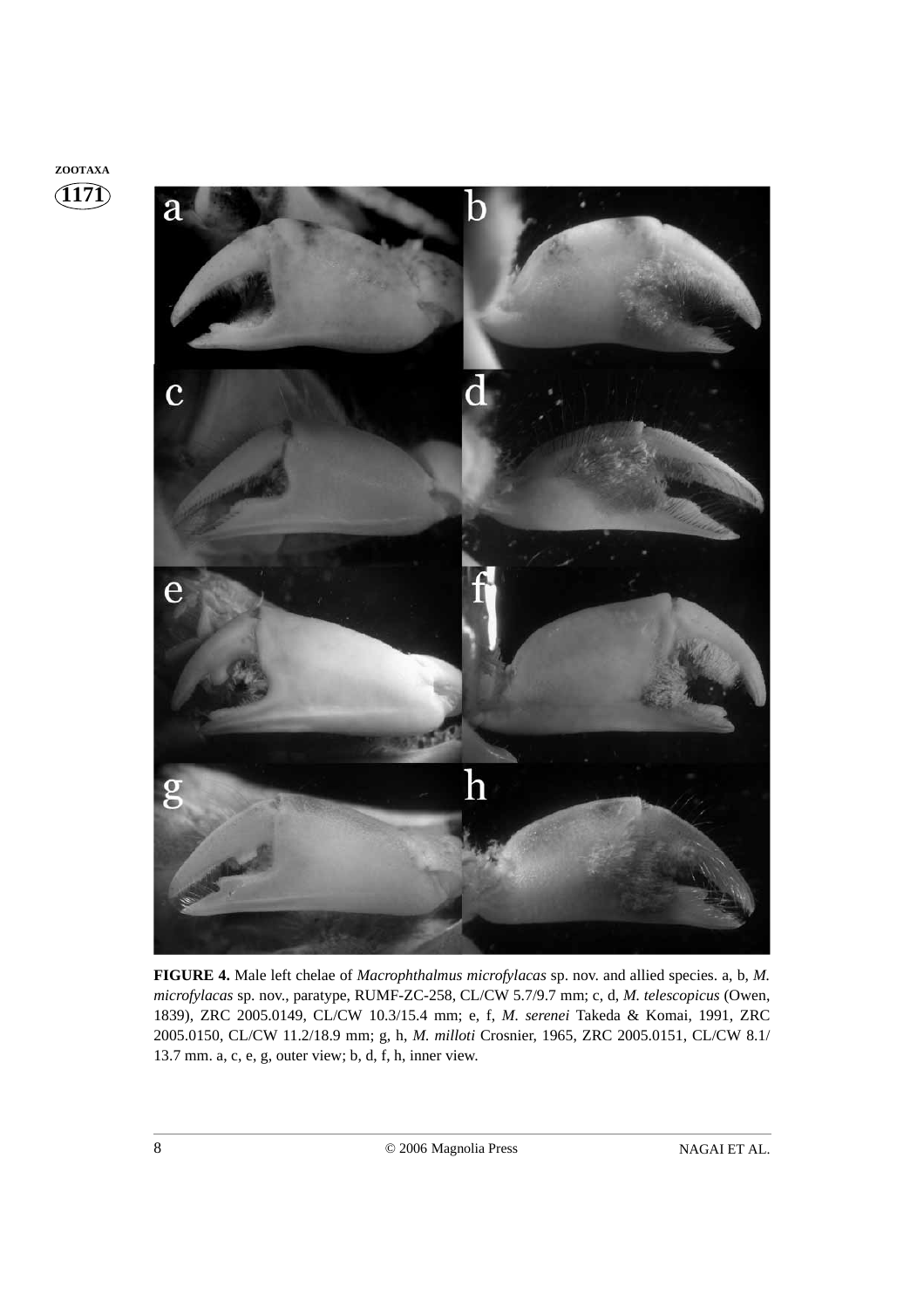**FIGURE 4.** Male left chelae of *Macrophthalmus microfylacas* sp. nov. and allied species. a, b, *M. microfylacas* sp. nov., paratype, RUMF-ZC-258, CL/CW 5.7/9.7 mm; c, d, *M. telescopicus* (Owen, 1839), ZRC 2005.0149, CL/CW 10.3/15.4 mm; e, f, *M. serenei* Takeda & Komai, 1991, ZRC 2005.0150, CL/CW 11.2/18.9 mm; g, h, *M. milloti* Crosnier, 1965, ZRC 2005.0151, CL/CW 8.1/ 13.7 mm. a, c, e, g, outer view; b, d, f, h, inner view.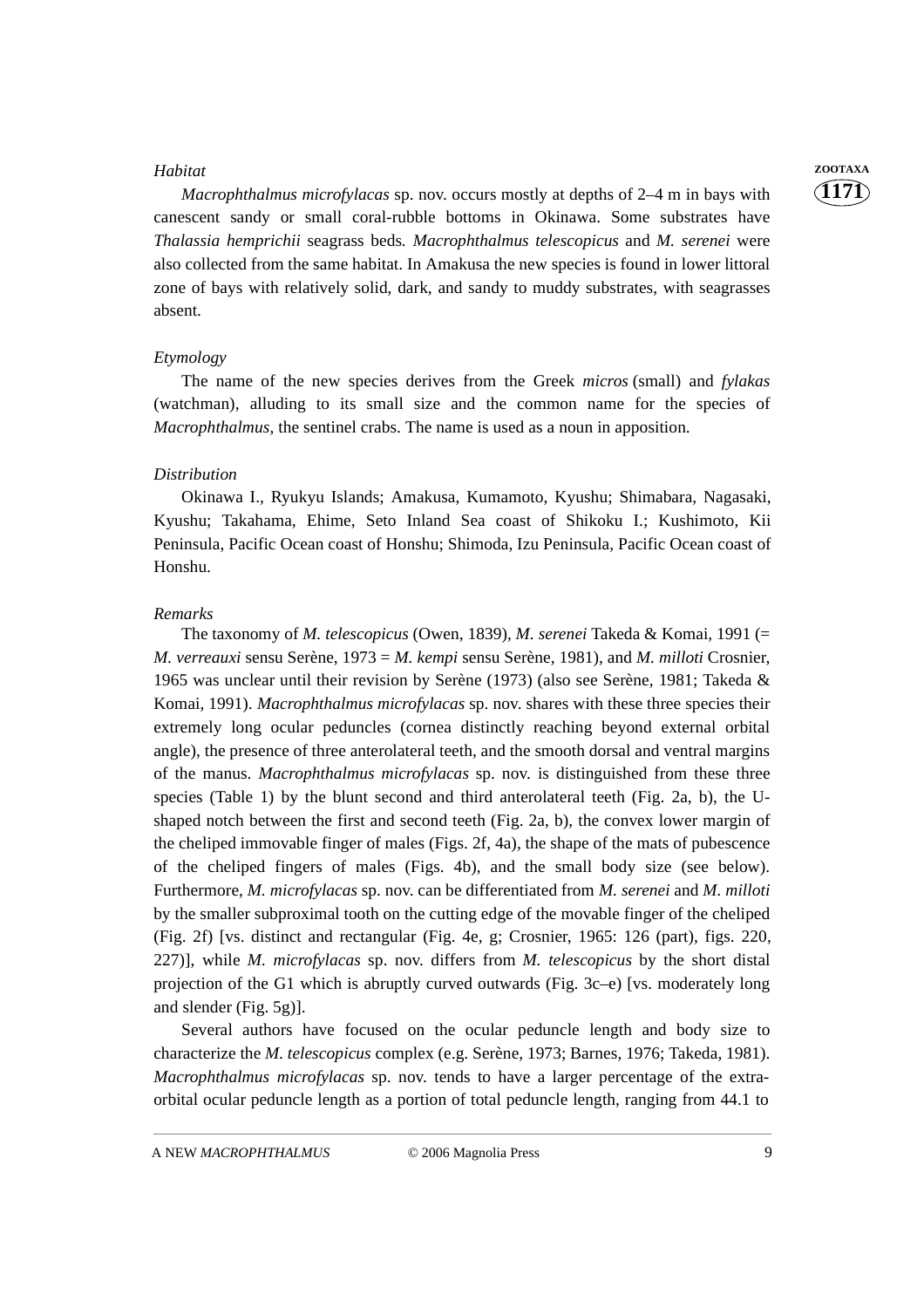### *Habitat*

*Macrophthalmus microfylacas* sp. nov. occurs mostly at depths of 2–4 m in bays with canescent sandy or small coral-rubble bottoms in Okinawa. Some substrates have *Thalassia hemprichii* seagrass beds. *Macrophthalmus telescopicus* and *M. serenei* were also collected from the same habitat. In Amakusa the new species is found in lower littoral zone of bays with relatively solid, dark, and sandy to muddy substrates, with seagrasses absent.

### *Etymology*

The name of the new species derives from the Greek *micros* (small) and *fylakas* (watchman), alluding to its small size and the common name for the species of *Macrophthalmus*, the sentinel crabs. The name is used as a noun in apposition.

### *Distribution*

Okinawa I., Ryukyu Islands; Amakusa, Kumamoto, Kyushu; Shimabara, Nagasaki, Kyushu; Takahama, Ehime, Seto Inland Sea coast of Shikoku I.; Kushimoto, Kii Peninsula, Pacific Ocean coast of Honshu; Shimoda, Izu Peninsula, Pacific Ocean coast of Honshu.

### *Remarks*

The taxonomy of *M. telescopicus* (Owen, 1839), *M. serenei* Takeda & Komai, 1991 (= *M. verreauxi* sensu Serène, 1973 = *M. kempi* sensu Serène, 1981), and *M. milloti* Crosnier, 1965 was unclear until their revision by Serène (1973) (also see Serène, 1981; Takeda & Komai, 1991). *Macrophthalmus microfylacas* sp. nov. shares with these three species their extremely long ocular peduncles (cornea distinctly reaching beyond external orbital angle), the presence of three anterolateral teeth, and the smooth dorsal and ventral margins of the manus. *Macrophthalmus microfylacas* sp. nov. is distinguished from these three species (Table 1) by the blunt second and third anterolateral teeth (Fig. 2a, b), the U-shaped notch between the first and second teeth (Fig. 2a, b), the convex lower margin of the cheliped immovable finger of males (Figs. 2f, 4a), the shape of the mats of pubescence of the cheliped fingers of males (Figs. 4b), and the small body size (see below). Furthermore, *M. microfylacas* sp. nov. can be differentiated from *M. serenei* and *M. milloti* by the smaller subproximal tooth on the cutting edge of the movable finger of the cheliped (Fig. 2f) [vs. distinct and rectangular (Fig. 4e, g; Crosnier, 1965: 126 (part), figs. 220, 227)], while *M. microfylacas* sp. nov. differs from *M. telescopicus* by the short distal projection of the G1 which is abruptly curved outwards (Fig. 3c–e) [vs. moderately long and slender (Fig. 5g)].

Several authors have focused on the ocular peduncle length and body size to characterize the *M. telescopicus* complex (e.g. Serène, 1973; Barnes, 1976; Takeda, 1981). *Macrophthalmus microfylacas* sp. nov. tends to have a larger percentage of the extra-orbital ocular peduncle length as a portion of total peduncle length, ranging from 44.1 to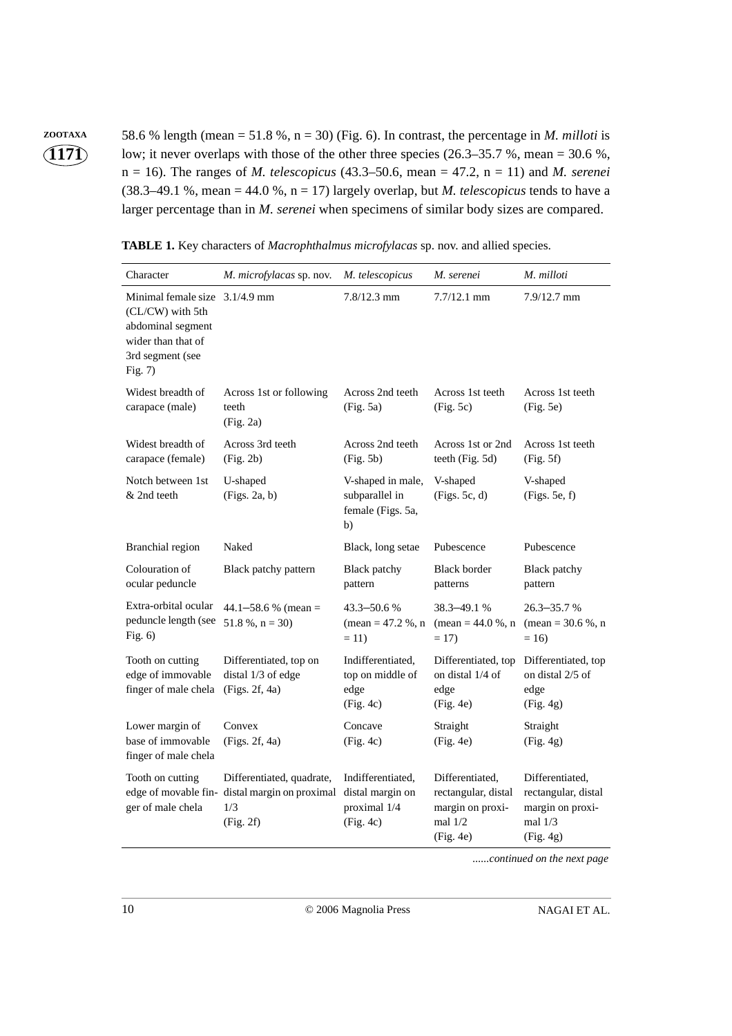58.6 % length (mean = 51.8 %, n = 30) (Fig. 6). In contrast, the percentage in *M. milloti* is low; it never overlaps with those of the other three species (26.3–35.7 %, mean = 30.6 %, n = 16). The ranges of *M. telescopicus* (43.3–50.6, mean = 47.2, n = 11) and *M. serenei* (38.3–49.1 %, mean = 44.0 %, n = 17) largely overlap, but *M. telescopicus* tends to have a larger percentage than in *M. serenei* when specimens of similar body sizes are compared.

**TABLE 1.** Key characters of *Macrophthalmus microfylacas* sp. nov. and allied species.

| Character | *M. microfylacas* sp. nov. | *M. telescopicus* | *M. serenei* | *M. milloti* |
|---|---|---|---|---|
| Minimal female size (CL/CW) with 5th abdominal segment wider than that of 3rd segment (see Fig. 7) | 3.1/4.9 mm | 7.8/12.3 mm | 7.7/12.1 mm | 7.9/12.7 mm |
| Widest breadth of carapace (male) | Across 1st or following teeth (Fig. 2a) | Across 2nd teeth (Fig. 5a) | Across 1st teeth (Fig. 5c) | Across 1st teeth (Fig. 5e) |
| Widest breadth of carapace (female) | Across 3rd teeth (Fig. 2b) | Across 2nd teeth (Fig. 5b) | Across 1st or 2nd teeth (Fig. 5d) | Across 1st teeth (Fig. 5f) |
| Notch between 1st & 2nd teeth | U-shaped (Figs. 2a, b) | V-shaped in male, subparallel in female (Figs. 5a, b) | V-shaped (Figs. 5c, d) | V-shaped (Figs. 5e, f) |
| Branchial region | Naked | Black, long setae | Pubescence | Pubescence |
| Colouration of ocular peduncle | Black patchy pattern | Black patchy pattern | Black border patterns | Black patchy pattern |
| Extra-orbital ocular peduncle length (see Fig. 6) | 44.1–58.6 % (mean = 51.8 %, n = 30) | 43.3–50.6 % (mean = 47.2 %, n = 11) | 38.3–49.1 % (mean = 44.0 %, n = 17) | 26.3–35.7 % (mean = 30.6 %, n = 16) |
| Tooth on cutting edge of immovable finger of male chela | Differentiated, top on distal 1/3 of edge (Figs. 2f, 4a) | Indifferentiated, top on middle of edge (Fig. 4c) | Differentiated, top on distal 1/4 of edge (Fig. 4e) | Differentiated, top on distal 2/5 of edge (Fig. 4g) |
| Lower margin of base of immovable finger of male chela | Convex (Figs. 2f, 4a) | Concave (Fig. 4c) | Straight (Fig. 4e) | Straight (Fig. 4g) |
| Tooth on cutting edge of movable finger of male chela | Differentiated, quadrate, distal margin on proximal 1/3 (Fig. 2f) | Indifferentiated, distal margin on proximal 1/4 (Fig. 4c) | Differentiated, rectangular, distal margin on proximal 1/2 (Fig. 4e) | Differentiated, rectangular, distal margin on proximal 1/3 (Fig. 4g) |

*......continued on the next page*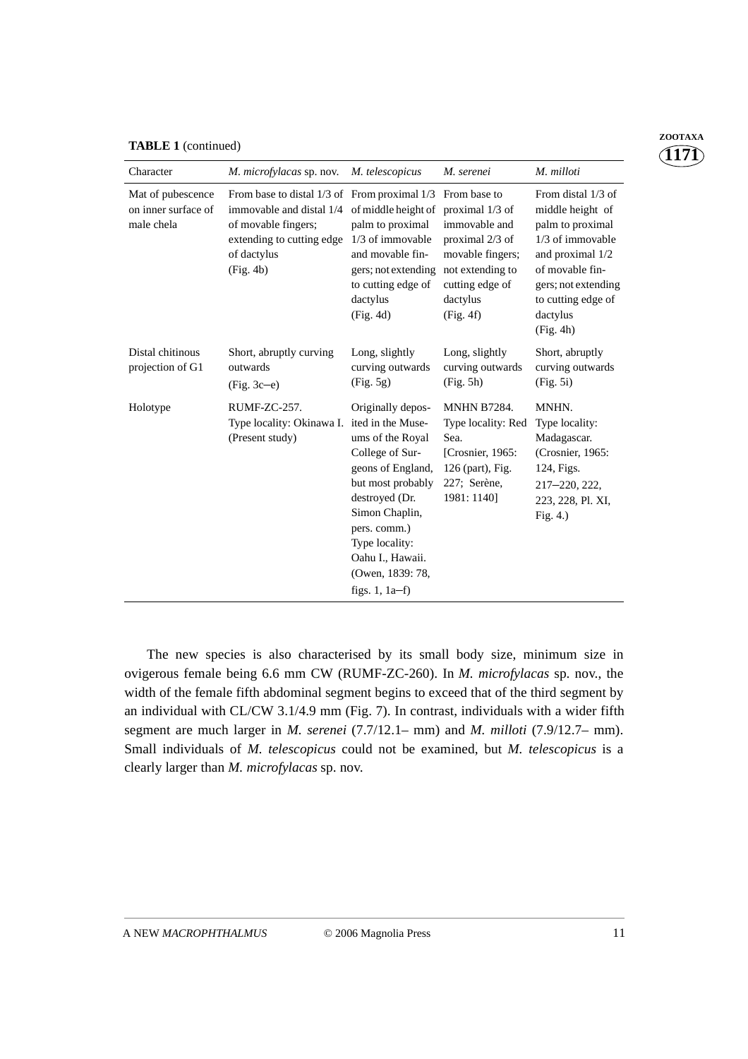**TABLE 1** (continued)

| Character | *M. microfylacas* sp. nov. | *M. telescopicus* | *M. serenei* | *M. milloti* |
|---|---|---|---|---|
| Mat of pubescence on inner surface of male chela | From base to distal 1/3 of immovable and distal 1/4 of movable fingers; extending to cutting edge of dactylus (Fig. 4b) | From proximal 1/3 of middle height of palm to proximal 1/3 of immovable and movable fingers; not extending to cutting edge of dactylus (Fig. 4d) | From base to proximal 1/3 of immovable and proximal 2/3 of movable fingers; not extending to cutting edge of dactylus (Fig. 4f) | From distal 1/3 of middle height of palm to proximal 1/3 of immovable and proximal 1/2 of movable fingers; not extending to cutting edge of dactylus (Fig. 4h) |
| Distal chitinous projection of G1 | Short, abruptly curving outwards (Fig. 3c–e) | Long, slightly curving outwards (Fig. 5g) | Long, slightly curving outwards (Fig. 5h) | Short, abruptly curving outwards (Fig. 5i) |
| Holotype | RUMF-ZC-257. Type locality: Okinawa I. (Present study) | Originally deposited in the Museums of the Royal College of Surgeons of England, but most probably destroyed (Dr. Simon Chaplin, pers. comm.) Type locality: Oahu I., Hawaii. (Owen, 1839: 78, figs. 1, 1a–f) | MNHN B7284. Type locality: Red Sea. [Crosnier, 1965: 126 (part), Fig. 227; Serène, 1981: 1140] | MNHN. Type locality: Madagascar. (Crosnier, 1965: 124, Figs. 217–220, 222, 223, 228, Pl. XI, Fig. 4.) |

The new species is also characterised by its small body size, minimum size in ovigerous female being 6.6 mm CW (RUMF-ZC-260). In *M. microfylacas* sp. nov., the width of the female fifth abdominal segment begins to exceed that of the third segment by an individual with CL/CW 3.1/4.9 mm (Fig. 7). In contrast, individuals with a wider fifth segment are much larger in *M. serenei* (7.7/12.1– mm) and *M. milloti* (7.9/12.7– mm). Small individuals of *M. telescopicus* could not be examined, but *M. telescopicus* is a clearly larger than *M. microfylacas* sp. nov.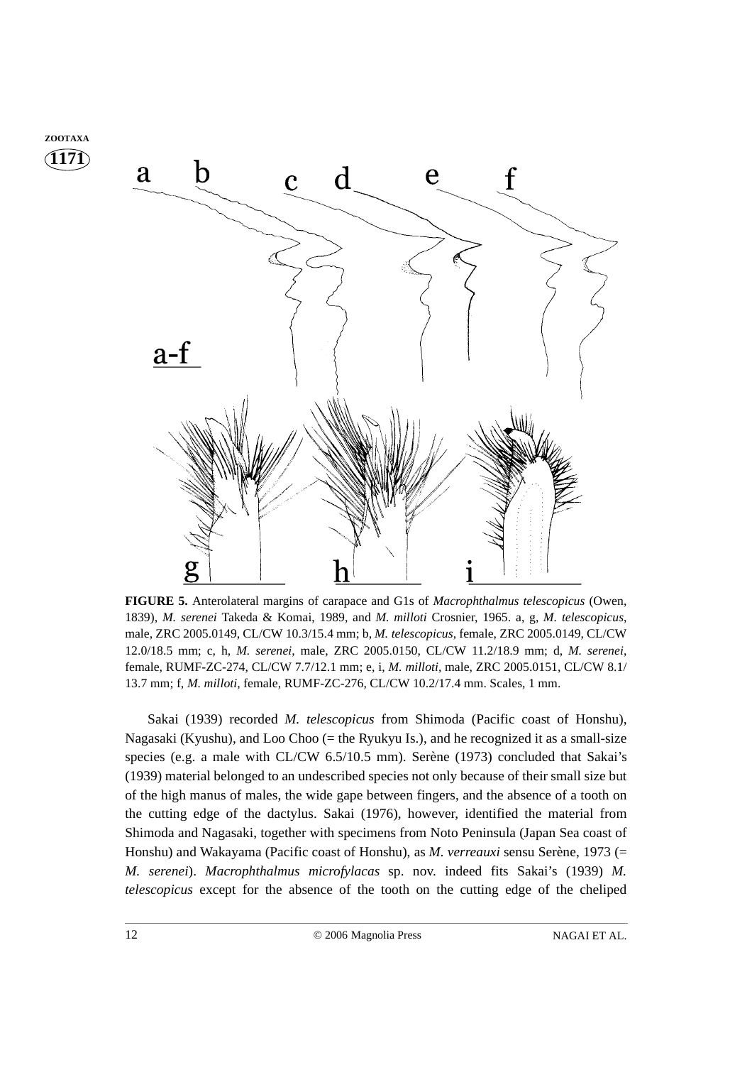**FIGURE 5.** Anterolateral margins of carapace and G1s of *Macrophthalmus telescopicus* (Owen, 1839), *M. serenei* Takeda & Komai, 1989, and *M. milloti* Crosnier, 1965. a, g, *M. telescopicus*, male, ZRC 2005.0149, CL/CW 10.3/15.4 mm; b, *M. telescopicus*, female, ZRC 2005.0149, CL/CW 12.0/18.5 mm; c, h, *M. serenei*, male, ZRC 2005.0150, CL/CW 11.2/18.9 mm; d, *M. serenei*, female, RUMF-ZC-274, CL/CW 7.7/12.1 mm; e, i, *M. milloti*, male, ZRC 2005.0151, CL/CW 8.1/13.7 mm; f, *M. milloti*, female, RUMF-ZC-276, CL/CW 10.2/17.4 mm. Scales, 1 mm.

Sakai (1939) recorded *M. telescopicus* from Shimoda (Pacific coast of Honshu), Nagasaki (Kyushu), and Loo Choo (= the Ryukyu Is.), and he recognized it as a small-size species (e.g. a male with CL/CW 6.5/10.5 mm). Serène (1973) concluded that Sakai's (1939) material belonged to an undescribed species not only because of their small size but of the high manus of males, the wide gape between fingers, and the absence of a tooth on the cutting edge of the dactylus. Sakai (1976), however, identified the material from Shimoda and Nagasaki, together with specimens from Noto Peninsula (Japan Sea coast of Honshu) and Wakayama (Pacific coast of Honshu), as *M. verreauxi* sensu Serène, 1973 (= *M. serenei*). *Macrophthalmus microfylacas* sp. nov. indeed fits Sakai's (1939) *M. telescopicus* except for the absence of the tooth on the cutting edge of the cheliped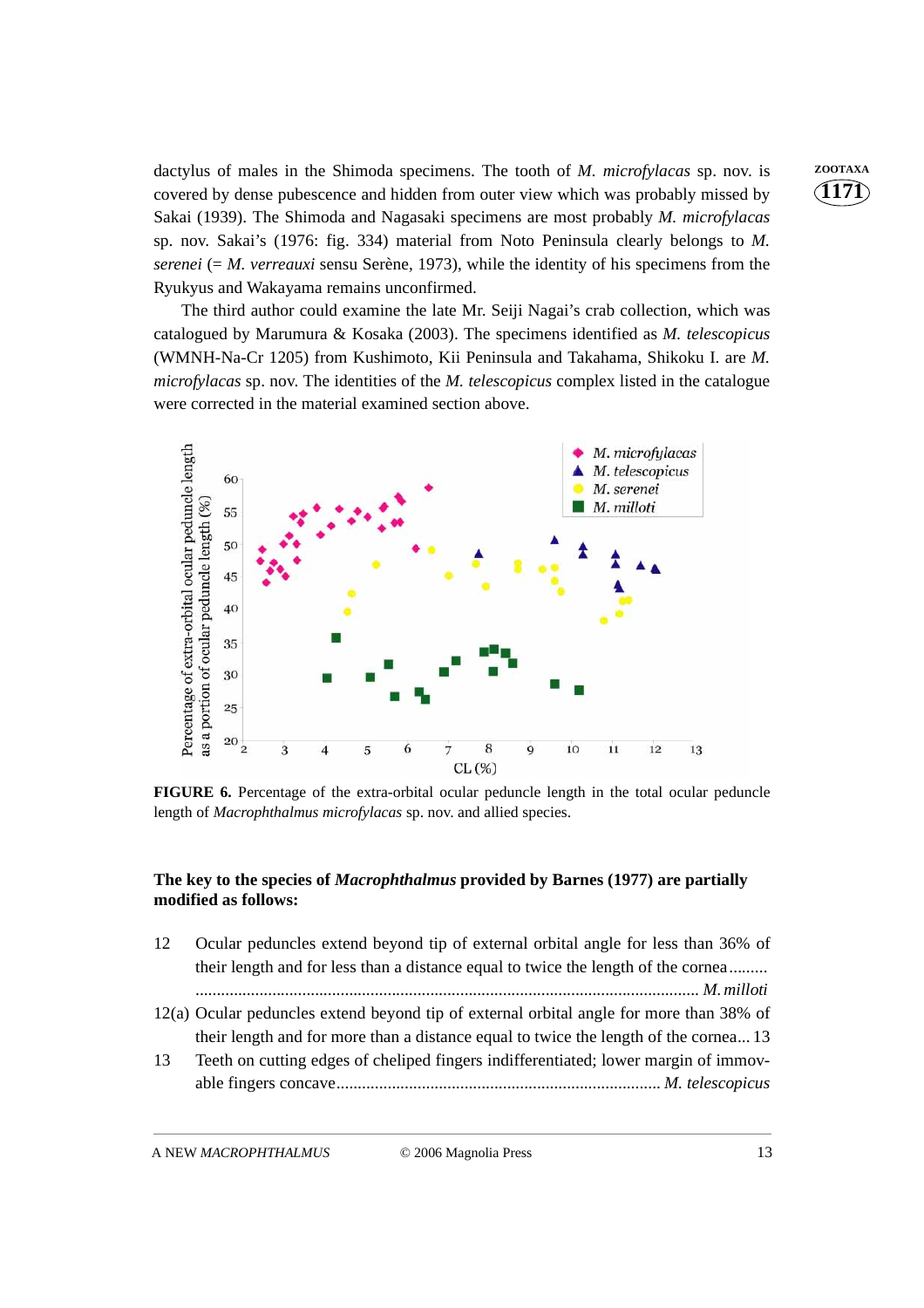dactylus of males in the Shimoda specimens. The tooth of *M. microfylacas* sp. nov. is covered by dense pubescence and hidden from outer view which was probably missed by Sakai (1939). The Shimoda and Nagasaki specimens are most probably *M. microfylacas* sp. nov. Sakai's (1976: fig. 334) material from Noto Peninsula clearly belongs to *M. serenei* (= *M. verreauxi* sensu Serène, 1973), while the identity of his specimens from the Ryukyus and Wakayama remains unconfirmed.

The third author could examine the late Mr. Seiji Nagai's crab collection, which was catalogued by Marumura & Kosaka (2003). The specimens identified as *M. telescopicus* (WMNH-Na-Cr 1205) from Kushimoto, Kii Peninsula and Takahama, Shikoku I. are *M. microfylacas* sp. nov. The identities of the *M. telescopicus* complex listed in the catalogue were corrected in the material examined section above.

**FIGURE 6.** Percentage of the extra-orbital ocular peduncle length in the total ocular peduncle length of *Macrophthalmus microfylacas* sp. nov. and allied species.

**The key to the species of *Macrophthalmus* provided by Barnes (1977) are partially modified as follows:**

12 Ocular peduncles extend beyond tip of external orbital angle for less than 36% of their length and for less than a distance equal to twice the length of the cornea ......... ..................................................................................................... *M. milloti*

12(a) Ocular peduncles extend beyond tip of external orbital angle for more than 38% of their length and for more than a distance equal to twice the length of the cornea... 13

13 Teeth on cutting edges of cheliped fingers indifferentiated; lower margin of immovable fingers concave........................................................................... *M. telescopicus*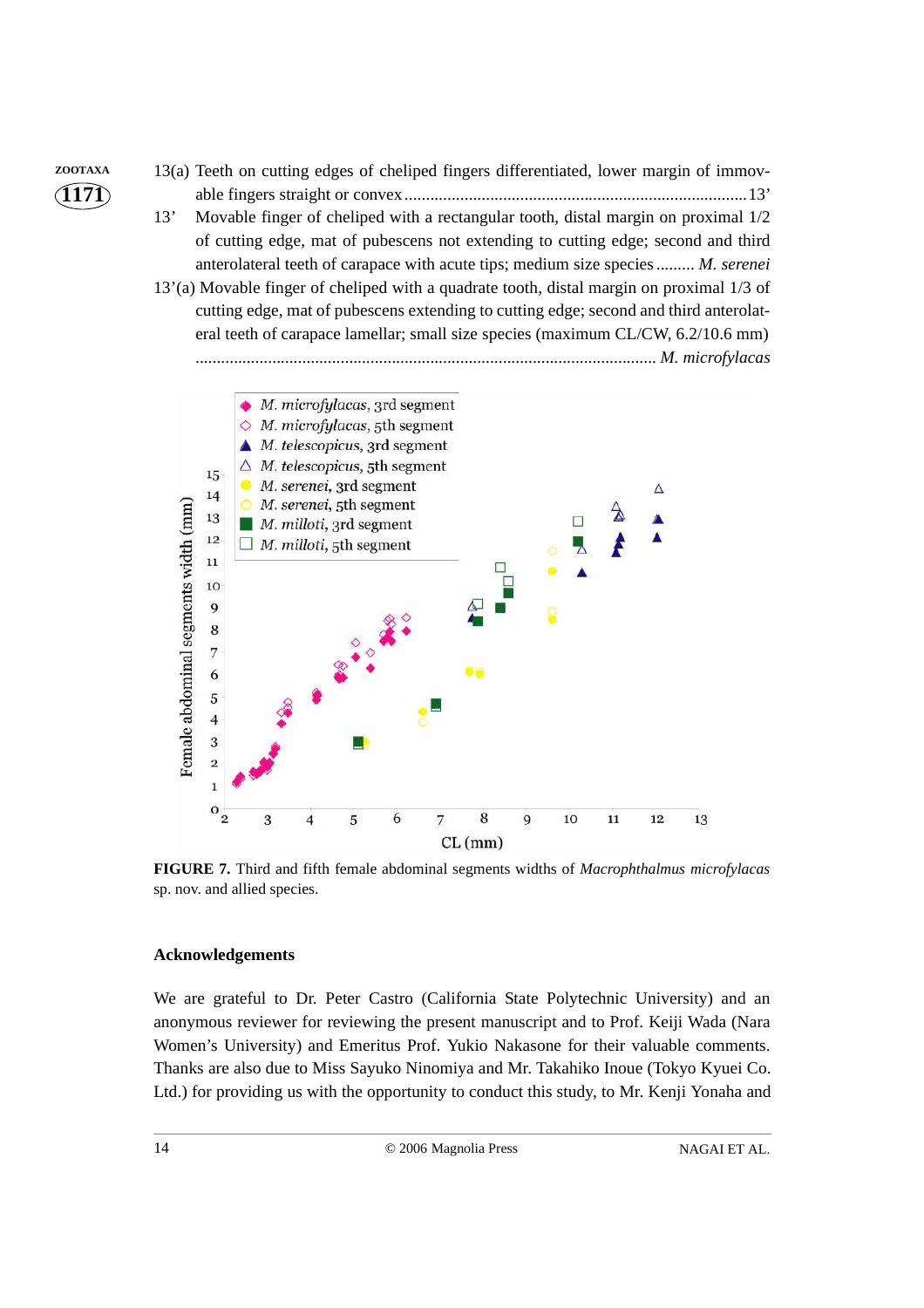13(a) Teeth on cutting edges of cheliped fingers differentiated, lower margin of immovable fingers straight or convex ........................................................................................ 13'

13' Movable finger of cheliped with a rectangular tooth, distal margin on proximal 1/2 of cutting edge, mat of pubescens not extending to cutting edge; second and third anterolateral teeth of carapace with acute tips; medium size species ......... *M. serenei*

13'(a) Movable finger of cheliped with a quadrate tooth, distal margin on proximal 1/3 of cutting edge, mat of pubescens extending to cutting edge; second and third anterolateral teeth of carapace lamellar; small size species (maximum CL/CW, 6.2/10.6 mm) ............................................................................................................ *M. microfylacas*

**FIGURE 7.** Third and fifth female abdominal segments widths of *Macrophthalmus microfylacas* sp. nov. and allied species.

## Acknowledgements

We are grateful to Dr. Peter Castro (California State Polytechnic University) and an anonymous reviewer for reviewing the present manuscript and to Prof. Keiji Wada (Nara Women's University) and Emeritus Prof. Yukio Nakasone for their valuable comments. Thanks are also due to Miss Sayuko Ninomiya and Mr. Takahiko Inoue (Tokyo Kyuei Co. Ltd.) for providing us with the opportunity to conduct this study, to Mr. Kenji Yonaha and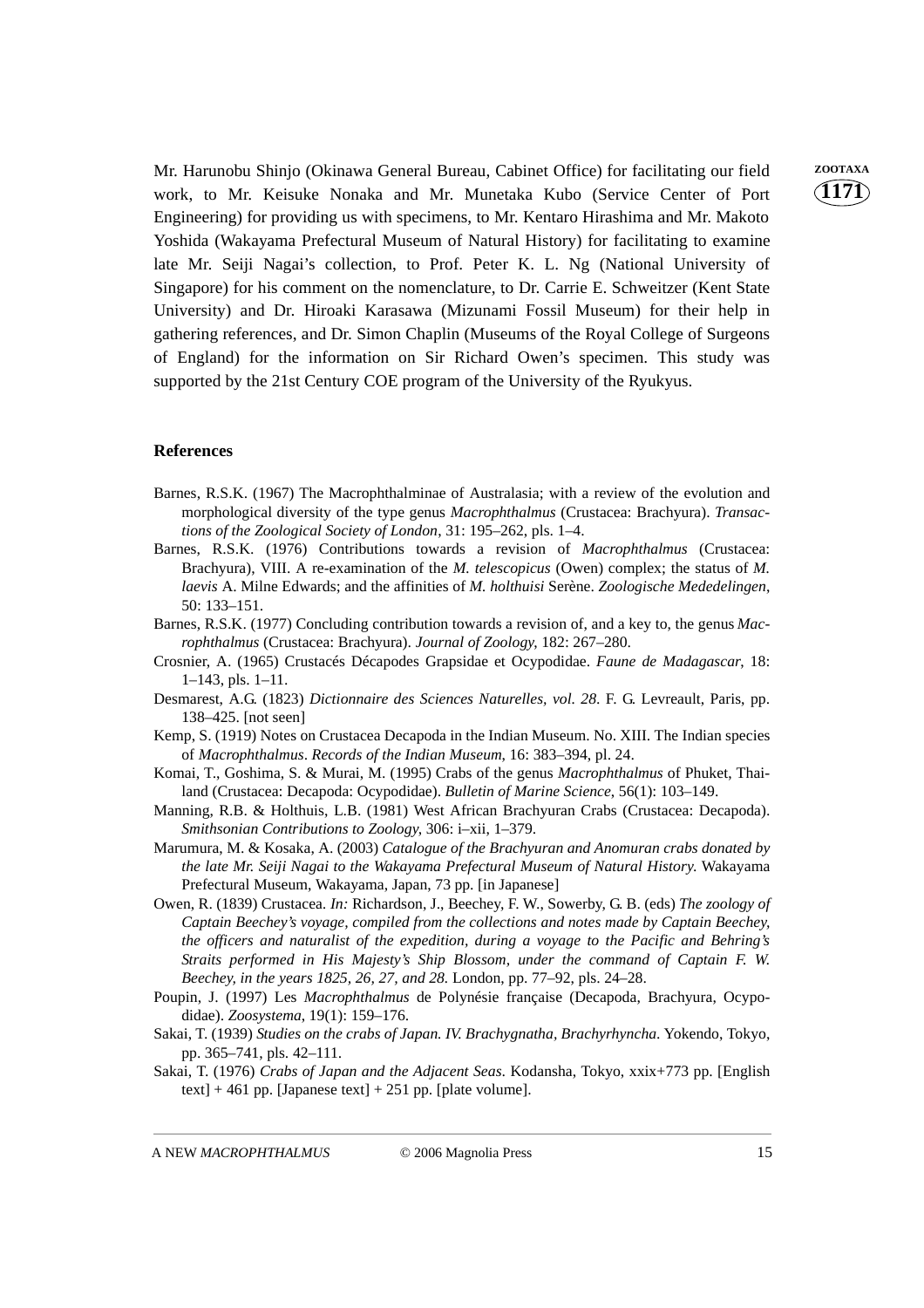Mr. Harunobu Shinjo (Okinawa General Bureau, Cabinet Office) for facilitating our field work, to Mr. Keisuke Nonaka and Mr. Munetaka Kubo (Service Center of Port Engineering) for providing us with specimens, to Mr. Kentaro Hirashima and Mr. Makoto Yoshida (Wakayama Prefectural Museum of Natural History) for facilitating to examine late Mr. Seiji Nagai's collection, to Prof. Peter K. L. Ng (National University of Singapore) for his comment on the nomenclature, to Dr. Carrie E. Schweitzer (Kent State University) and Dr. Hiroaki Karasawa (Mizunami Fossil Museum) for their help in gathering references, and Dr. Simon Chaplin (Museums of the Royal College of Surgeons of England) for the information on Sir Richard Owen's specimen. This study was supported by the 21st Century COE program of the University of the Ryukyus.

## References

Barnes, R.S.K. (1967) The Macrophthalminae of Australasia; with a review of the evolution and morphological diversity of the type genus *Macrophthalmus* (Crustacea: Brachyura). *Transactions of the Zoological Society of London*, 31: 195–262, pls. 1–4.

Barnes, R.S.K. (1976) Contributions towards a revision of *Macrophthalmus* (Crustacea: Brachyura), VIII. A re-examination of the *M. telescopicus* (Owen) complex; the status of *M. laevis* A. Milne Edwards; and the affinities of *M. holthuisi* Serène. *Zoologische Mededelingen*, 50: 133–151.

Barnes, R.S.K. (1977) Concluding contribution towards a revision of, and a key to, the genus *Macrophthalmus* (Crustacea: Brachyura). *Journal of Zoology*, 182: 267–280.

Crosnier, A. (1965) Crustacés Décapodes Grapsidae et Ocypodidae. *Faune de Madagascar*, 18: 1–143, pls. 1–11.

Desmarest, A.G. (1823) *Dictionnaire des Sciences Naturelles, vol. 28*. F. G. Levreault, Paris, pp. 138–425. [not seen]

Kemp, S. (1919) Notes on Crustacea Decapoda in the Indian Museum. No. XIII. The Indian species of *Macrophthalmus*. *Records of the Indian Museum*, 16: 383–394, pl. 24.

Komai, T., Goshima, S. & Murai, M. (1995) Crabs of the genus *Macrophthalmus* of Phuket, Thailand (Crustacea: Decapoda: Ocypodidae). *Bulletin of Marine Science*, 56(1): 103–149.

Manning, R.B. & Holthuis, L.B. (1981) West African Brachyuran Crabs (Crustacea: Decapoda). *Smithsonian Contributions to Zoology*, 306: i–xii, 1–379.

Marumura, M. & Kosaka, A. (2003) *Catalogue of the Brachyuran and Anomuran crabs donated by the late Mr. Seiji Nagai to the Wakayama Prefectural Museum of Natural History.* Wakayama Prefectural Museum, Wakayama, Japan, 73 pp. [in Japanese]

Owen, R. (1839) Crustacea. *In:* Richardson, J., Beechey, F. W., Sowerby, G. B. (eds) *The zoology of Captain Beechey's voyage, compiled from the collections and notes made by Captain Beechey, the officers and naturalist of the expedition, during a voyage to the Pacific and Behring's Straits performed in His Majesty's Ship Blossom, under the command of Captain F. W. Beechey, in the years 1825, 26, 27, and 28.* London, pp. 77–92, pls. 24–28.

Poupin, J. (1997) Les *Macrophthalmus* de Polynésie française (Decapoda, Brachyura, Ocypodidae). *Zoosystema*, 19(1): 159–176.

Sakai, T. (1939) *Studies on the crabs of Japan. IV. Brachygnatha, Brachyrhyncha*. Yokendo, Tokyo, pp. 365–741, pls. 42–111.

Sakai, T. (1976) *Crabs of Japan and the Adjacent Seas*. Kodansha, Tokyo, xxix+773 pp. [English text] + 461 pp. [Japanese text] + 251 pp. [plate volume].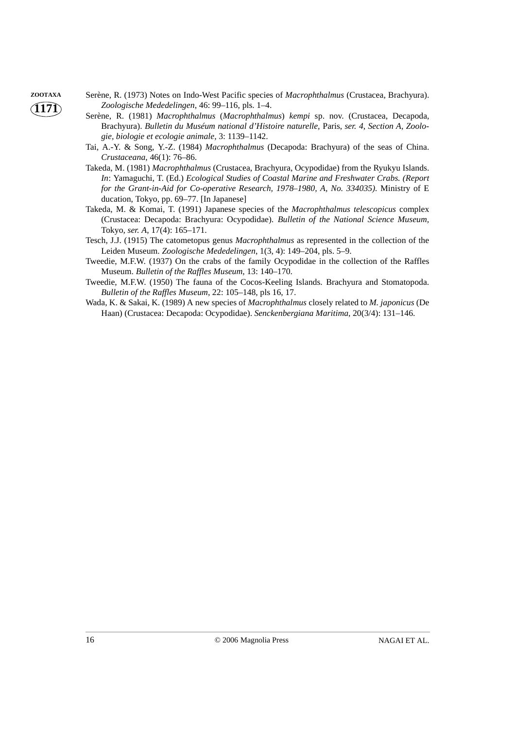Serène, R. (1973) Notes on Indo-West Pacific species of *Macrophthalmus* (Crustacea, Brachyura). *Zoologische Mededelingen*, 46: 99–116, pls. 1–4.

Serène, R. (1981) *Macrophthalmus* (*Macrophthalmus*) *kempi* sp. nov. (Crustacea, Decapoda, Brachyura). *Bulletin du Muséum national d'Histoire naturelle*, Paris, *ser. 4, Section A, Zoologie, biologie et ecologie animale*, 3: 1139–1142.

Tai, A.-Y. & Song, Y.-Z. (1984) *Macrophthalmus* (Decapoda: Brachyura) of the seas of China. *Crustaceana*, 46(1): 76–86.

Takeda, M. (1981) *Macrophthalmus* (Crustacea, Brachyura, Ocypodidae) from the Ryukyu Islands. *In*: Yamaguchi, T. (Ed.) *Ecological Studies of Coastal Marine and Freshwater Crabs. (Report for the Grant-in-Aid for Co-operative Research, 1978–1980, A, No. 334035)*. Ministry of E ducation, Tokyo, pp. 69–77. [In Japanese]

Takeda, M. & Komai, T. (1991) Japanese species of the *Macrophthalmus telescopicus* complex (Crustacea: Decapoda: Brachyura: Ocypodidae). *Bulletin of the National Science Museum*, Tokyo, *ser. A*, 17(4): 165–171.

Tesch, J.J. (1915) The catometopus genus *Macrophthalmus* as represented in the collection of the Leiden Museum. *Zoologische Mededelingen*, 1(3, 4): 149–204, pls. 5–9.

Tweedie, M.F.W. (1937) On the crabs of the family Ocypodidae in the collection of the Raffles Museum. *Bulletin of the Raffles Museum*, 13: 140–170.

Tweedie, M.F.W. (1950) The fauna of the Cocos-Keeling Islands. Brachyura and Stomatopoda. *Bulletin of the Raffles Museum*, 22: 105–148, pls 16, 17.

Wada, K. & Sakai, K. (1989) A new species of *Macrophthalmus* closely related to *M. japonicus* (De Haan) (Crustacea: Decapoda: Ocypodidae). *Senckenbergiana Maritima*, 20(3/4): 131–146.